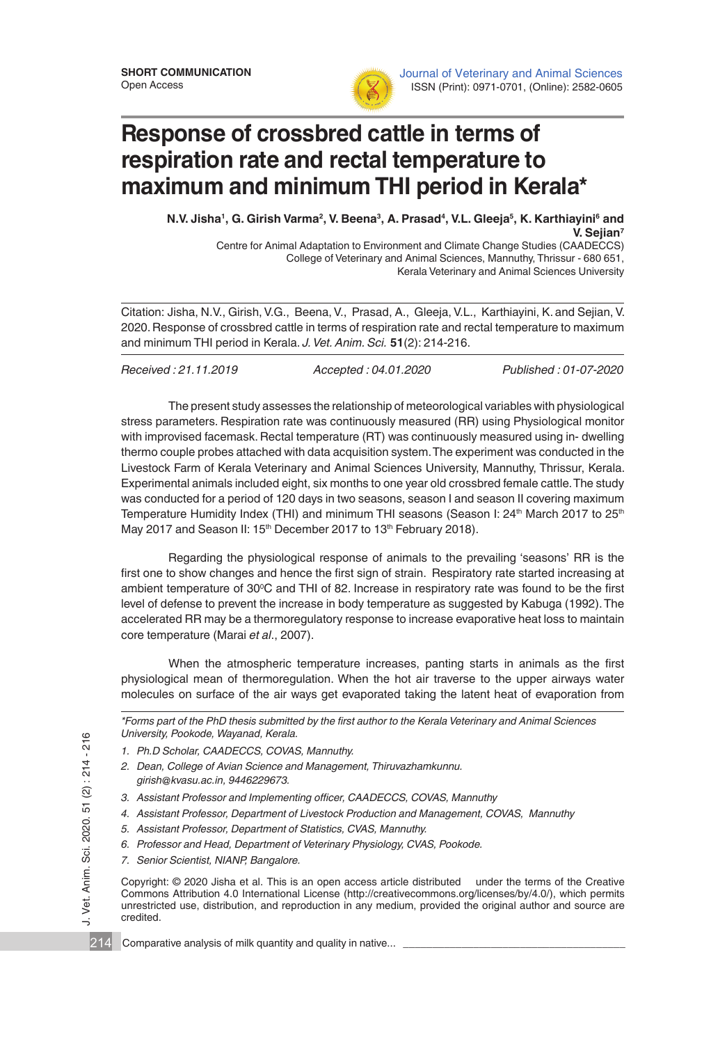**SHORT COMMUNICATION**
Open Access

Journal of Veterinary and Animal Sciences
ISSN (Print): 0971-0701, (Online): 2582-0605

# Response of crossbred cattle in terms of respiration rate and rectal temperature to maximum and minimum THI period in Kerala*

**N.V. Jisha[1], G. Girish Varma[2], V. Beena[3], A. Prasad[4], V.L. Gleeja[5], K. Karthiayini[6] and V. Sejian[7]**

Centre for Animal Adaptation to Environment and Climate Change Studies (CAADECCS)
College of Veterinary and Animal Sciences, Mannuthy, Thrissur - 680 651,
Kerala Veterinary and Animal Sciences University

Citation: Jisha, N.V., Girish, V.G., Beena, V., Prasad, A., Gleeja, V.L., Karthiayini, K. and Sejian, V. 2020. Response of crossbred cattle in terms of respiration rate and rectal temperature to maximum and minimum THI period in Kerala. *J. Vet. Anim. Sci.* **51**(2): 214-216.

*Received : 21.11.2019* | *Accepted : 04.01.2020* | *Published : 01-07-2020*

The present study assesses the relationship of meteorological variables with physiological stress parameters. Respiration rate was continuously measured (RR) using Physiological monitor with improvised facemask. Rectal temperature (RT) was continuously measured using in- dwelling thermo couple probes attached with data acquisition system. The experiment was conducted in the Livestock Farm of Kerala Veterinary and Animal Sciences University, Mannuthy, Thrissur, Kerala. Experimental animals included eight, six months to one year old crossbred female cattle. The study was conducted for a period of 120 days in two seasons, season I and season II covering maximum Temperature Humidity Index (THI) and minimum THI seasons (Season I: 24th March 2017 to 25th May 2017 and Season II: 15th December 2017 to 13th February 2018).

Regarding the physiological response of animals to the prevailing 'seasons' RR is the first one to show changes and hence the first sign of strain. Respiratory rate started increasing at ambient temperature of 30°C and THI of 82. Increase in respiratory rate was found to be the first level of defense to prevent the increase in body temperature as suggested by Kabuga (1992). The accelerated RR may be a thermoregulatory response to increase evaporative heat loss to maintain core temperature (Marai *et al*., 2007).

When the atmospheric temperature increases, panting starts in animals as the first physiological mean of thermoregulation. When the hot air traverse to the upper airways water molecules on surface of the air ways get evaporated taking the latent heat of evaporation from

---

*\*Forms part of the PhD thesis submitted by the first author to the Kerala Veterinary and Animal Sciences University, Pookode, Wayanad, Kerala.*

1. *Ph.D Scholar, CAADECCS, COVAS, Mannuthy.*
2. *Dean, College of Avian Science and Management, Thiruvazhamkunnu. girish@kvasu.ac.in, 9446229673.*
3. *Assistant Professor and Implementing officer, CAADECCS, COVAS, Mannuthy*
4. *Assistant Professor, Department of Livestock Production and Management, COVAS, Mannuthy*
5. *Assistant Professor, Department of Statistics, CVAS, Mannuthy.*
6. *Professor and Head, Department of Veterinary Physiology, CVAS, Pookode.*
7. *Senior Scientist, NIANP, Bangalore.*

Copyright: © 2020 Jisha et al. This is an open access article distributed under the terms of the Creative Commons Attribution 4.0 International License (http://creativecommons.org/licenses/by/4.0/), which permits unrestricted use, distribution, and reproduction in any medium, provided the original author and source are credited.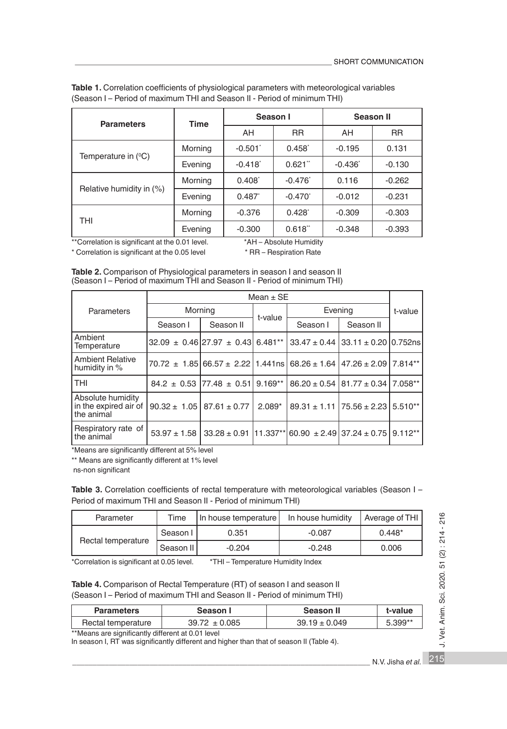**Table 1.** Correlation coefficients of physiological parameters with meteorological variables (Season I – Period of maximum THI and Season II - Period of minimum THI)

| Parameters | Time | Season I | | Season II | |
|---|---|---|---|---|---|
| | | AH | RR | AH | RR |
| Temperature in (⁰C) | Morning | -0.501* | 0.458* | -0.195 | 0.131 |
| | Evening | -0.418* | 0.621** | -0.436* | -0.130 |
| Relative humidity in (%) | Morning | 0.408* | -0.476* | 0.116 | -0.262 |
| | Evening | 0.487* | -0.470* | -0.012 | -0.231 |
| THI | Morning | -0.376 | 0.428* | -0.309 | -0.303 |
| | Evening | -0.300 | 0.618** | -0.348 | -0.393 |

**Correlation is significant at the 0.01 level. *AH – Absolute Humidity

* Correlation is significant at the 0.05 level * RR – Respiration Rate

**Table 2.** Comparison of Physiological parameters in season I and season II (Season I – Period of maximum THI and Season II - Period of minimum THI)

| Parameters | Mean ± SE | | | | | |
|---|---|---|---|---|---|---|
| | Morning | | t-value | Evening | | t-value |
| | Season I | Season II | | Season I | Season II | |
| Ambient Temperature | 32.09 ± 0.46 | 27.97 ± 0.43 | 6.481** | 33.47 ± 0.44 | 33.11 ± 0.20 | 0.752ns |
| Ambient Relative humidity in % | 70.72 ± 1.85 | 66.57 ± 2.22 | 1.441ns | 68.26 ± 1.64 | 47.26 ± 2.09 | 7.814** |
| THI | 84.2 ± 0.53 | 77.48 ± 0.51 | 9.169** | 86.20 ± 0.54 | 81.77 ± 0.34 | 7.058** |
| Absolute humidity in the expired air of the animal | 90.32 ± 1.05 | 87.61 ± 0.77 | 2.089* | 89.31 ± 1.11 | 75.56 ± 2.23 | 5.510** |
| Respiratory rate of the animal | 53.97 ± 1.58 | 33.28 ± 0.91 | 11.337** | 60.90 ± 2.49 | 37.24 ± 0.75 | 9.112** |

*Means are significantly different at 5% level

** Means are significantly different at 1% level

ns-non significant

**Table 3.** Correlation coefficients of rectal temperature with meteorological variables (Season I – Period of maximum THI and Season II - Period of minimum THI)

| Parameter | Time | In house temperature | In house humidity | Average of THI |
|---|---|---|---|---|
| Rectal temperature | Season I | 0.351 | -0.087 | 0.448* |
| | Season II | -0.204 | -0.248 | 0.006 |

*Correlation is significant at 0.05 level. *THI – Temperature Humidity Index

**Table 4.** Comparison of Rectal Temperature (RT) of season I and season II (Season I – Period of maximum THI and Season II - Period of minimum THI)

| Parameters | Season I | Season II | t-value |
|---|---|---|---|
| Rectal temperature | 39.72 ± 0.085 | 39.19 ± 0.049 | 5.399** |

**Means are significantly different at 0.01 level

In season I, RT was significantly different and higher than that of season II (Table 4).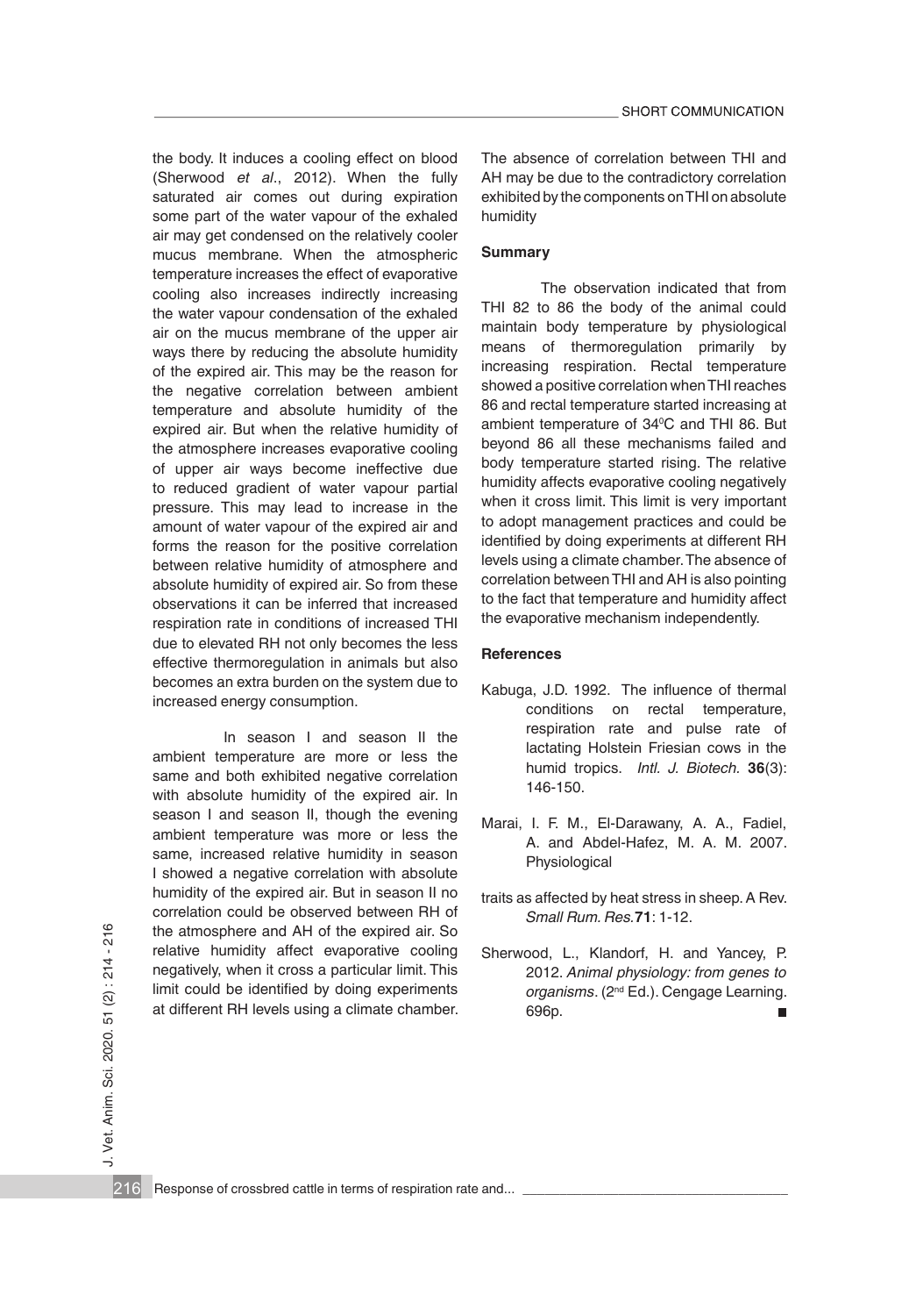the body. It induces a cooling effect on blood (Sherwood *et al*., 2012). When the fully saturated air comes out during expiration some part of the water vapour of the exhaled air may get condensed on the relatively cooler mucus membrane. When the atmospheric temperature increases the effect of evaporative cooling also increases indirectly increasing the water vapour condensation of the exhaled air on the mucus membrane of the upper air ways there by reducing the absolute humidity of the expired air. This may be the reason for the negative correlation between ambient temperature and absolute humidity of the expired air. But when the relative humidity of the atmosphere increases evaporative cooling of upper air ways become ineffective due to reduced gradient of water vapour partial pressure. This may lead to increase in the amount of water vapour of the expired air and forms the reason for the positive correlation between relative humidity of atmosphere and absolute humidity of expired air. So from these observations it can be inferred that increased respiration rate in conditions of increased THI due to elevated RH not only becomes the less effective thermoregulation in animals but also becomes an extra burden on the system due to increased energy consumption.

In season I and season II the ambient temperature are more or less the same and both exhibited negative correlation with absolute humidity of the expired air. In season I and season II, though the evening ambient temperature was more or less the same, increased relative humidity in season I showed a negative correlation with absolute humidity of the expired air. But in season II no correlation could be observed between RH of the atmosphere and AH of the expired air. So relative humidity affect evaporative cooling negatively, when it cross a particular limit. This limit could be identified by doing experiments at different RH levels using a climate chamber.

The absence of correlation between THI and AH may be due to the contradictory correlation exhibited by the components on THI on absolute humidity

## Summary

The observation indicated that from THI 82 to 86 the body of the animal could maintain body temperature by physiological means of thermoregulation primarily by increasing respiration. Rectal temperature showed a positive correlation when THI reaches 86 and rectal temperature started increasing at ambient temperature of 34°C and THI 86. But beyond 86 all these mechanisms failed and body temperature started rising. The relative humidity affects evaporative cooling negatively when it cross limit. This limit is very important to adopt management practices and could be identified by doing experiments at different RH levels using a climate chamber. The absence of correlation between THI and AH is also pointing to the fact that temperature and humidity affect the evaporative mechanism independently.

## References

Kabuga, J.D. 1992. The influence of thermal conditions on rectal temperature, respiration rate and pulse rate of lactating Holstein Friesian cows in the humid tropics. *Intl. J. Biotech.* **36**(3): 146-150.

Marai, I. F. M., El-Darawany, A. A., Fadiel, A. and Abdel-Hafez, M. A. M. 2007. Physiological

traits as affected by heat stress in sheep. A Rev. *Small Rum. Res.* **71**: 1-12.

Sherwood, L., Klandorf, H. and Yancey, P. 2012. *Animal physiology: from genes to organisms*. (2nd Ed.). Cengage Learning. 696p.